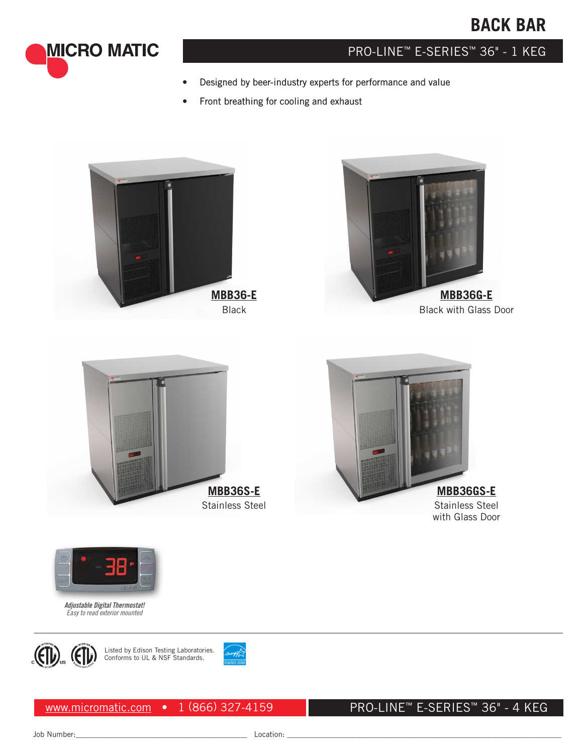# BACK BAR

MICRO MATIC

## PRO-LINE™ E-SERIES™ 36" - 1 KEG

- Designed by beer-industry experts for performance and value
- Front breathing for cooling and exhaust

**MBB36-E**
Black

**MBB36G-E**
Black with Glass Door

**MBB36S-E**
Stainless Steel

**MBB36GS-E**
Stainless Steel with Glass Door

***Adjustable Digital Thermostat!***
*Easy to read exterior mounted*

Listed by Edison Testing Laboratories.
Conforms to UL & NSF Standards.

www.micromatic.com • 1 (866) 327-4159

PRO-LINE™ E-SERIES™ 36" - 4 KEG

Job Number:_______________ Location: _______________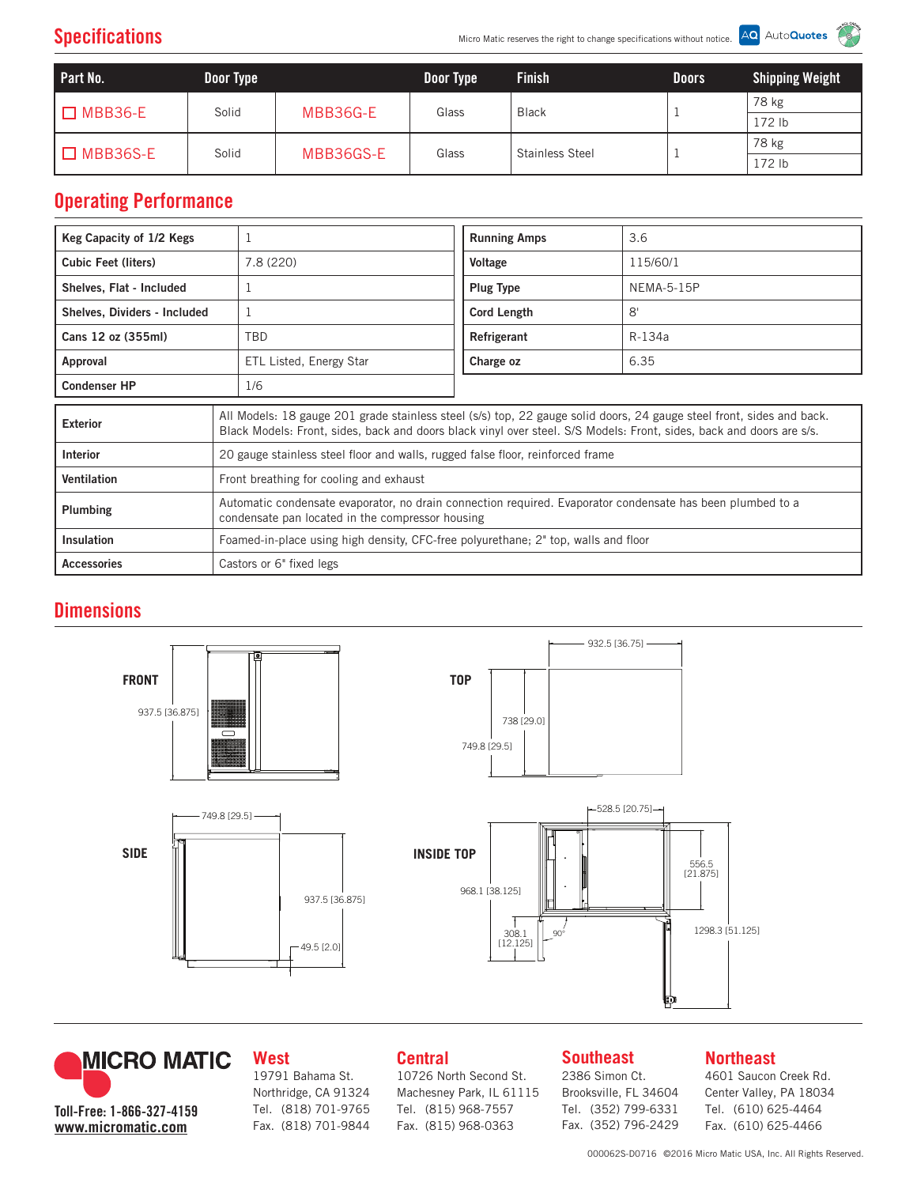## Specifications

Micro Matic reserves the right to change specifications without notice.

| Part No. | Door Type | | Door Type | Finish | Doors | Shipping Weight |
|---|---|---|---|---|---|---|
| ☐ MBB36-E | Solid | MBB36G-E | Glass | Black | 1 | 78 kg / 172 lb |
| ☐ MBB36S-E | Solid | MBB36GS-E | Glass | Stainless Steel | 1 | 78 kg / 172 lb |

## Operating Performance

| | |
|---|---|
| **Keg Capacity of 1/2 Kegs** | 1 |
| **Cubic Feet (liters)** | 7.8 (220) |
| **Shelves, Flat - Included** | 1 |
| **Shelves, Dividers - Included** | 1 |
| **Cans 12 oz (355ml)** | TBD |
| **Approval** | ETL Listed, Energy Star |
| **Condenser HP** | 1/6 |

| | |
|---|---|
| **Running Amps** | 3.6 |
| **Voltage** | 115/60/1 |
| **Plug Type** | NEMA-5-15P |
| **Cord Length** | 8' |
| **Refrigerant** | R-134a |
| **Charge oz** | 6.35 |

| | |
|---|---|
| **Exterior** | All Models: 18 gauge 201 grade stainless steel (s/s) top, 22 gauge solid doors, 24 gauge steel front, sides and back. Black Models: Front, sides, back and doors black vinyl over steel. S/S Models: Front, sides, back and doors are s/s. |
| **Interior** | 20 gauge stainless steel floor and walls, rugged false floor, reinforced frame |
| **Ventilation** | Front breathing for cooling and exhaust |
| **Plumbing** | Automatic condensate evaporator, no drain connection required. Evaporator condensate has been plumbed to a condensate pan located in the compressor housing |
| **Insulation** | Foamed-in-place using high density, CFC-free polyurethane; 2" top, walls and floor |
| **Accessories** | Castors or 6" fixed legs |

## Dimensions

FRONT

937.5 [36.875]

TOP

932.5 [36.75]

738 [29.0]

749.8 [29.5]

SIDE

749.8 [29.5]

937.5 [36.875]

49.5 [2.0]

INSIDE TOP

528.5 [20.75]

968.1 [38.125]

556.5 [21.875]

308.1 [12.125]

90°

1298.3 [51.125]

**MICRO MATIC**

Toll-Free: 1-866-327-4159
www.micromatic.com

**West**
19791 Bahama St.
Northridge, CA 91324
Tel. (818) 701-9765
Fax. (818) 701-9844

**Central**
10726 North Second St.
Machesney Park, IL 61115
Tel. (815) 968-7557
Fax. (815) 968-0363

**Southeast**
2386 Simon Ct.
Brooksville, FL 34604
Tel. (352) 799-6331
Fax. (352) 796-2429

**Northeast**
4601 Saucon Creek Rd.
Center Valley, PA 18034
Tel. (610) 625-4464
Fax. (610) 625-4466

000062S-D0716 ©2016 Micro Matic USA, Inc. All Rights Reserved.